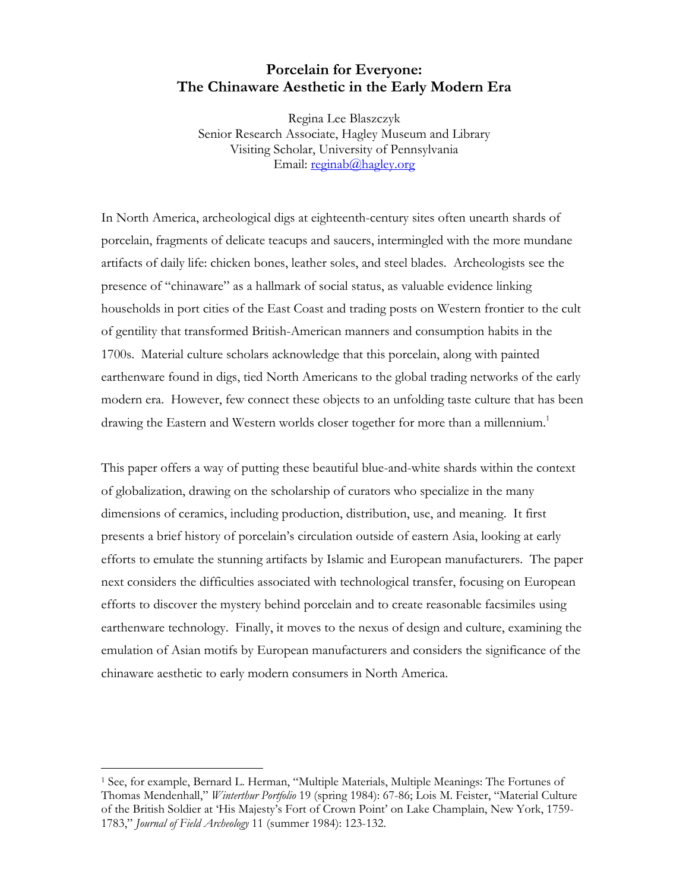# Porcelain for Everyone: The Chinaware Aesthetic in the Early Modern Era

Regina Lee Blaszczyk
Senior Research Associate, Hagley Museum and Library
Visiting Scholar, University of Pennsylvania
Email: reginab@hagley.org

In North America, archeological digs at eighteenth-century sites often unearth shards of porcelain, fragments of delicate teacups and saucers, intermingled with the more mundane artifacts of daily life: chicken bones, leather soles, and steel blades. Archeologists see the presence of "chinaware" as a hallmark of social status, as valuable evidence linking households in port cities of the East Coast and trading posts on Western frontier to the cult of gentility that transformed British-American manners and consumption habits in the 1700s. Material culture scholars acknowledge that this porcelain, along with painted earthenware found in digs, tied North Americans to the global trading networks of the early modern era. However, few connect these objects to an unfolding taste culture that has been drawing the Eastern and Western worlds closer together for more than a millennium.[1]

This paper offers a way of putting these beautiful blue-and-white shards within the context of globalization, drawing on the scholarship of curators who specialize in the many dimensions of ceramics, including production, distribution, use, and meaning. It first presents a brief history of porcelain's circulation outside of eastern Asia, looking at early efforts to emulate the stunning artifacts by Islamic and European manufacturers. The paper next considers the difficulties associated with technological transfer, focusing on European efforts to discover the mystery behind porcelain and to create reasonable facsimiles using earthenware technology. Finally, it moves to the nexus of design and culture, examining the emulation of Asian motifs by European manufacturers and considers the significance of the chinaware aesthetic to early modern consumers in North America.

---

[1] See, for example, Bernard L. Herman, "Multiple Materials, Multiple Meanings: The Fortunes of Thomas Mendenhall," *Winterthur Portfolio* 19 (spring 1984): 67-86; Lois M. Feister, "Material Culture of the British Soldier at 'His Majesty's Fort of Crown Point' on Lake Champlain, New York, 1759-1783," *Journal of Field Archeology* 11 (summer 1984): 123-132.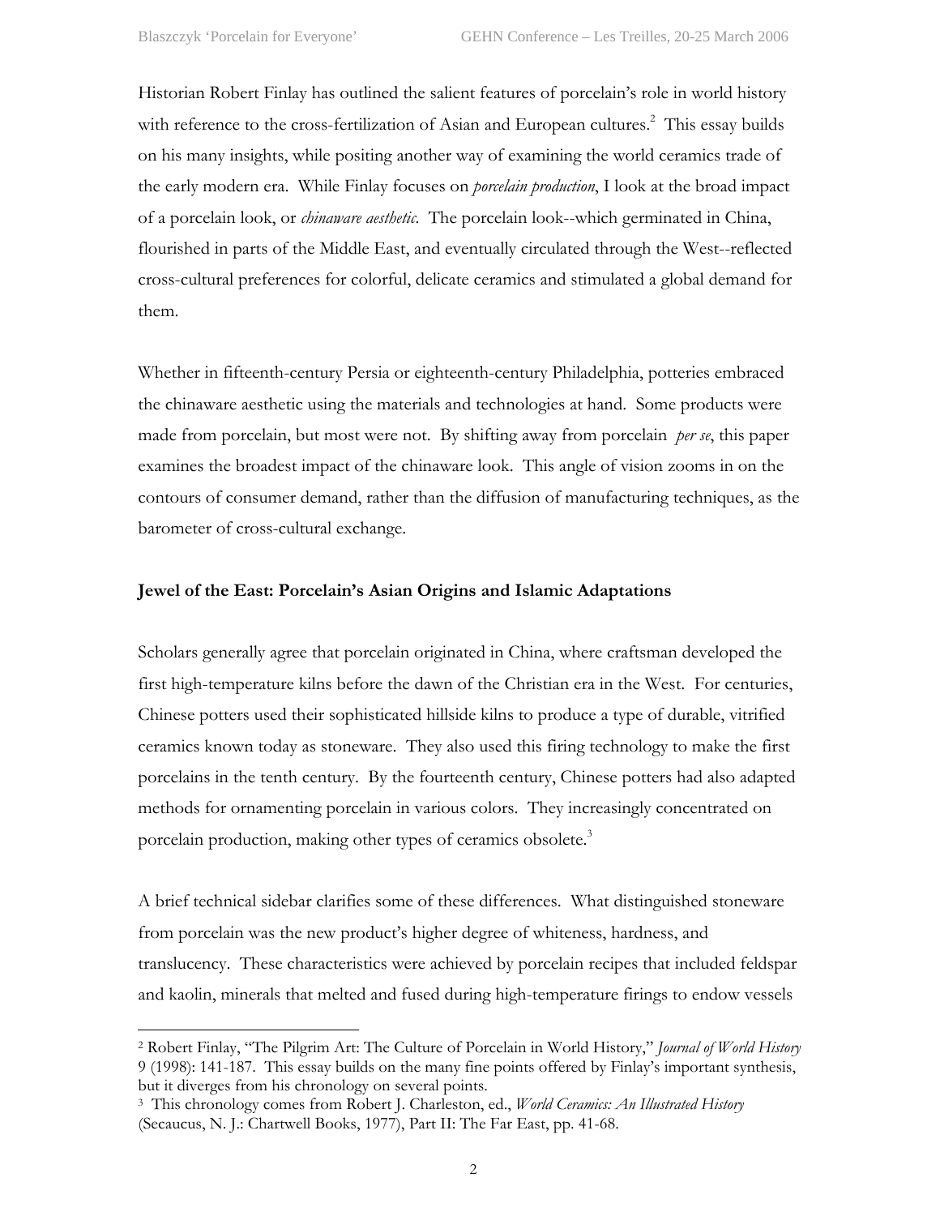Historian Robert Finlay has outlined the salient features of porcelain's role in world history with reference to the cross-fertilization of Asian and European cultures.[2] This essay builds on his many insights, while positing another way of examining the world ceramics trade of the early modern era. While Finlay focuses on *porcelain production*, I look at the broad impact of a porcelain look, or *chinaware aesthetic*. The porcelain look--which germinated in China, flourished in parts of the Middle East, and eventually circulated through the West--reflected cross-cultural preferences for colorful, delicate ceramics and stimulated a global demand for them.

Whether in fifteenth-century Persia or eighteenth-century Philadelphia, potteries embraced the chinaware aesthetic using the materials and technologies at hand. Some products were made from porcelain, but most were not. By shifting away from porcelain *per se*, this paper examines the broadest impact of the chinaware look. This angle of vision zooms in on the contours of consumer demand, rather than the diffusion of manufacturing techniques, as the barometer of cross-cultural exchange.

**Jewel of the East: Porcelain's Asian Origins and Islamic Adaptations**

Scholars generally agree that porcelain originated in China, where craftsman developed the first high-temperature kilns before the dawn of the Christian era in the West. For centuries, Chinese potters used their sophisticated hillside kilns to produce a type of durable, vitrified ceramics known today as stoneware. They also used this firing technology to make the first porcelains in the tenth century. By the fourteenth century, Chinese potters had also adapted methods for ornamenting porcelain in various colors. They increasingly concentrated on porcelain production, making other types of ceramics obsolete.[3]

A brief technical sidebar clarifies some of these differences. What distinguished stoneware from porcelain was the new product's higher degree of whiteness, hardness, and translucency. These characteristics were achieved by porcelain recipes that included feldspar and kaolin, minerals that melted and fused during high-temperature firings to endow vessels

---

[2] Robert Finlay, "The Pilgrim Art: The Culture of Porcelain in World History," *Journal of World History* 9 (1998): 141-187. This essay builds on the many fine points offered by Finlay's important synthesis, but it diverges from his chronology on several points.

[3] This chronology comes from Robert J. Charleston, ed., *World Ceramics: An Illustrated History* (Secaucus, N. J.: Chartwell Books, 1977), Part II: The Far East, pp. 41-68.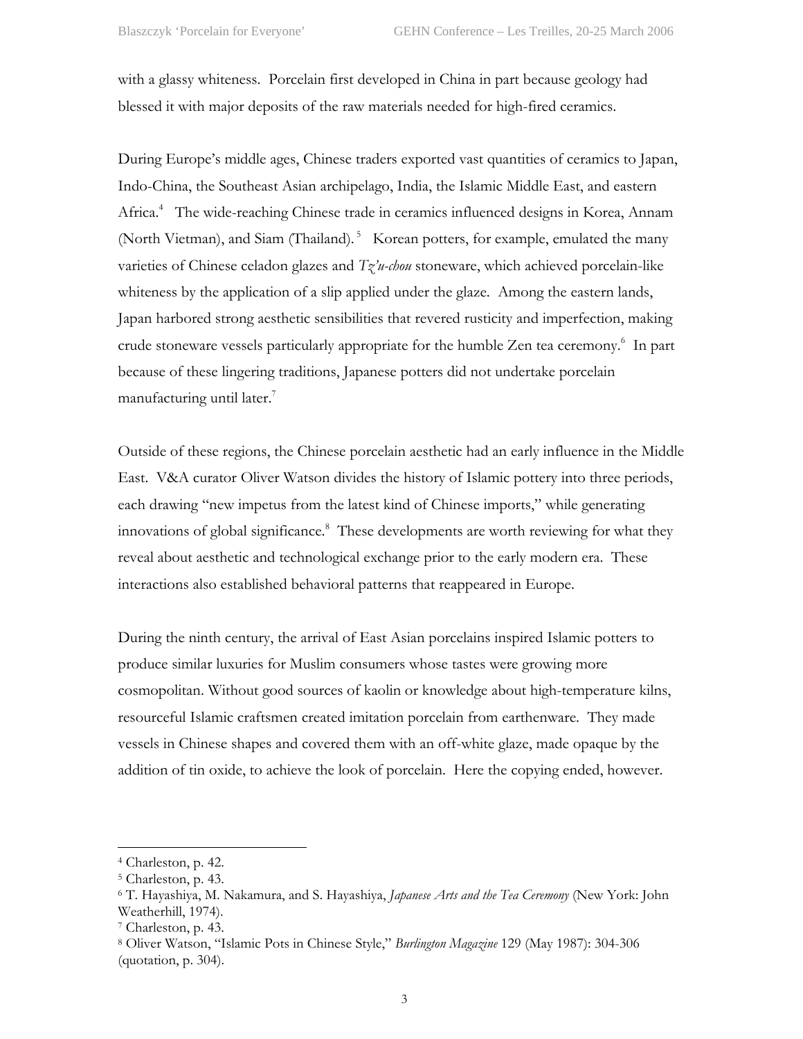with a glassy whiteness. Porcelain first developed in China in part because geology had blessed it with major deposits of the raw materials needed for high-fired ceramics.

During Europe's middle ages, Chinese traders exported vast quantities of ceramics to Japan, Indo-China, the Southeast Asian archipelago, India, the Islamic Middle East, and eastern Africa.[4] The wide-reaching Chinese trade in ceramics influenced designs in Korea, Annam (North Vietman), and Siam (Thailand).[5] Korean potters, for example, emulated the many varieties of Chinese celadon glazes and *Tz'u-chou* stoneware, which achieved porcelain-like whiteness by the application of a slip applied under the glaze. Among the eastern lands, Japan harbored strong aesthetic sensibilities that revered rusticity and imperfection, making crude stoneware vessels particularly appropriate for the humble Zen tea ceremony.[6] In part because of these lingering traditions, Japanese potters did not undertake porcelain manufacturing until later.[7]

Outside of these regions, the Chinese porcelain aesthetic had an early influence in the Middle East. V&A curator Oliver Watson divides the history of Islamic pottery into three periods, each drawing "new impetus from the latest kind of Chinese imports," while generating innovations of global significance.[8] These developments are worth reviewing for what they reveal about aesthetic and technological exchange prior to the early modern era. These interactions also established behavioral patterns that reappeared in Europe.

During the ninth century, the arrival of East Asian porcelains inspired Islamic potters to produce similar luxuries for Muslim consumers whose tastes were growing more cosmopolitan. Without good sources of kaolin or knowledge about high-temperature kilns, resourceful Islamic craftsmen created imitation porcelain from earthenware. They made vessels in Chinese shapes and covered them with an off-white glaze, made opaque by the addition of tin oxide, to achieve the look of porcelain. Here the copying ended, however.

---

[4] Charleston, p. 42.

[5] Charleston, p. 43.

[6] T. Hayashiya, M. Nakamura, and S. Hayashiya, *Japanese Arts and the Tea Ceremony* (New York: John Weatherhill, 1974).

[7] Charleston, p. 43.

[8] Oliver Watson, "Islamic Pots in Chinese Style," *Burlington Magazine* 129 (May 1987): 304-306 (quotation, p. 304).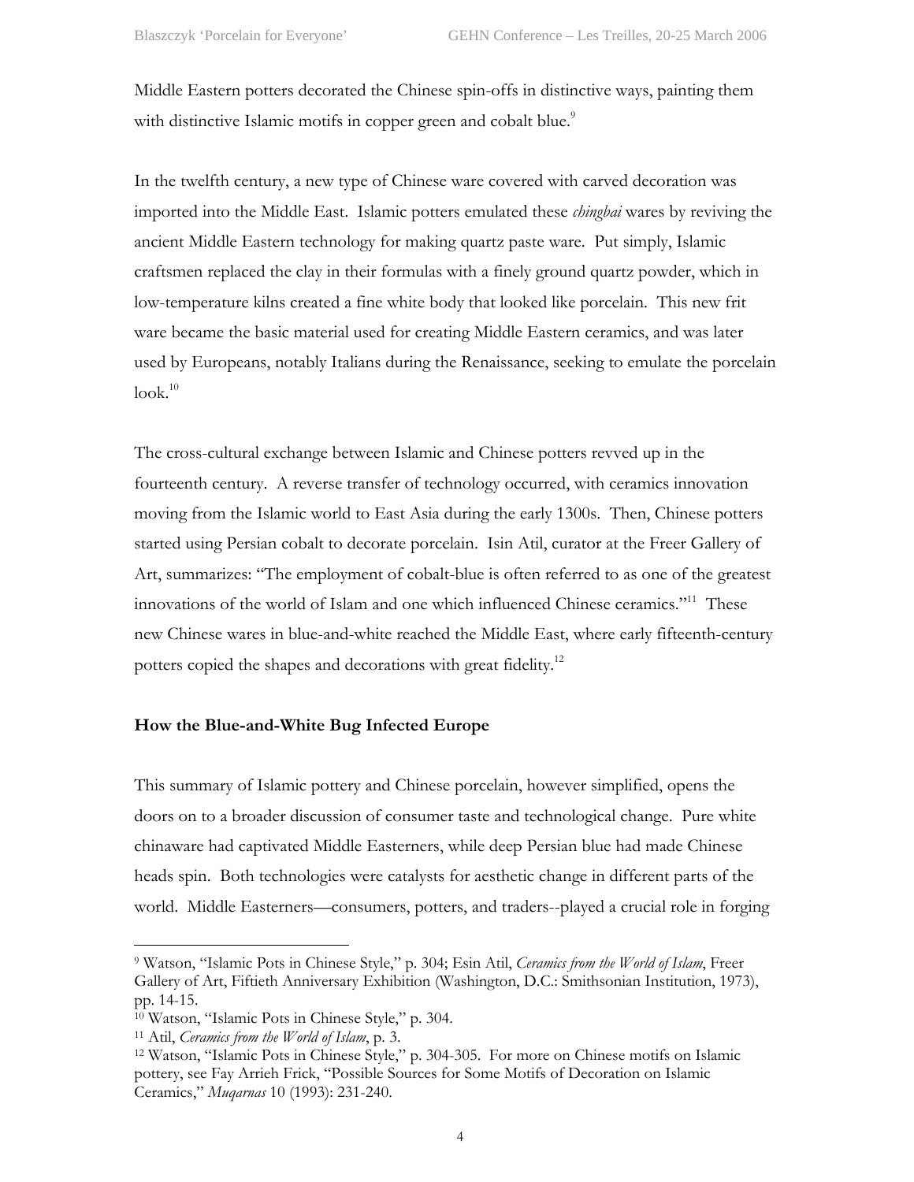Middle Eastern potters decorated the Chinese spin-offs in distinctive ways, painting them with distinctive Islamic motifs in copper green and cobalt blue.[9]

In the twelfth century, a new type of Chinese ware covered with carved decoration was imported into the Middle East. Islamic potters emulated these *chingbai* wares by reviving the ancient Middle Eastern technology for making quartz paste ware. Put simply, Islamic craftsmen replaced the clay in their formulas with a finely ground quartz powder, which in low-temperature kilns created a fine white body that looked like porcelain. This new frit ware became the basic material used for creating Middle Eastern ceramics, and was later used by Europeans, notably Italians during the Renaissance, seeking to emulate the porcelain look.[10]

The cross-cultural exchange between Islamic and Chinese potters revved up in the fourteenth century. A reverse transfer of technology occurred, with ceramics innovation moving from the Islamic world to East Asia during the early 1300s. Then, Chinese potters started using Persian cobalt to decorate porcelain. Isin Atil, curator at the Freer Gallery of Art, summarizes: "The employment of cobalt-blue is often referred to as one of the greatest innovations of the world of Islam and one which influenced Chinese ceramics."[11] These new Chinese wares in blue-and-white reached the Middle East, where early fifteenth-century potters copied the shapes and decorations with great fidelity.[12]

**How the Blue-and-White Bug Infected Europe**

This summary of Islamic pottery and Chinese porcelain, however simplified, opens the doors on to a broader discussion of consumer taste and technological change. Pure white chinaware had captivated Middle Easterners, while deep Persian blue had made Chinese heads spin. Both technologies were catalysts for aesthetic change in different parts of the world. Middle Easterners—consumers, potters, and traders--played a crucial role in forging

---

[9] Watson, "Islamic Pots in Chinese Style," p. 304; Esin Atil, *Ceramics from the World of Islam*, Freer Gallery of Art, Fiftieth Anniversary Exhibition (Washington, D.C.: Smithsonian Institution, 1973), pp. 14-15.

[10] Watson, "Islamic Pots in Chinese Style," p. 304.

[11] Atil, *Ceramics from the World of Islam*, p. 3.

[12] Watson, "Islamic Pots in Chinese Style," p. 304-305. For more on Chinese motifs on Islamic pottery, see Fay Arrieh Frick, "Possible Sources for Some Motifs of Decoration on Islamic Ceramics," *Muqarnas* 10 (1993): 231-240.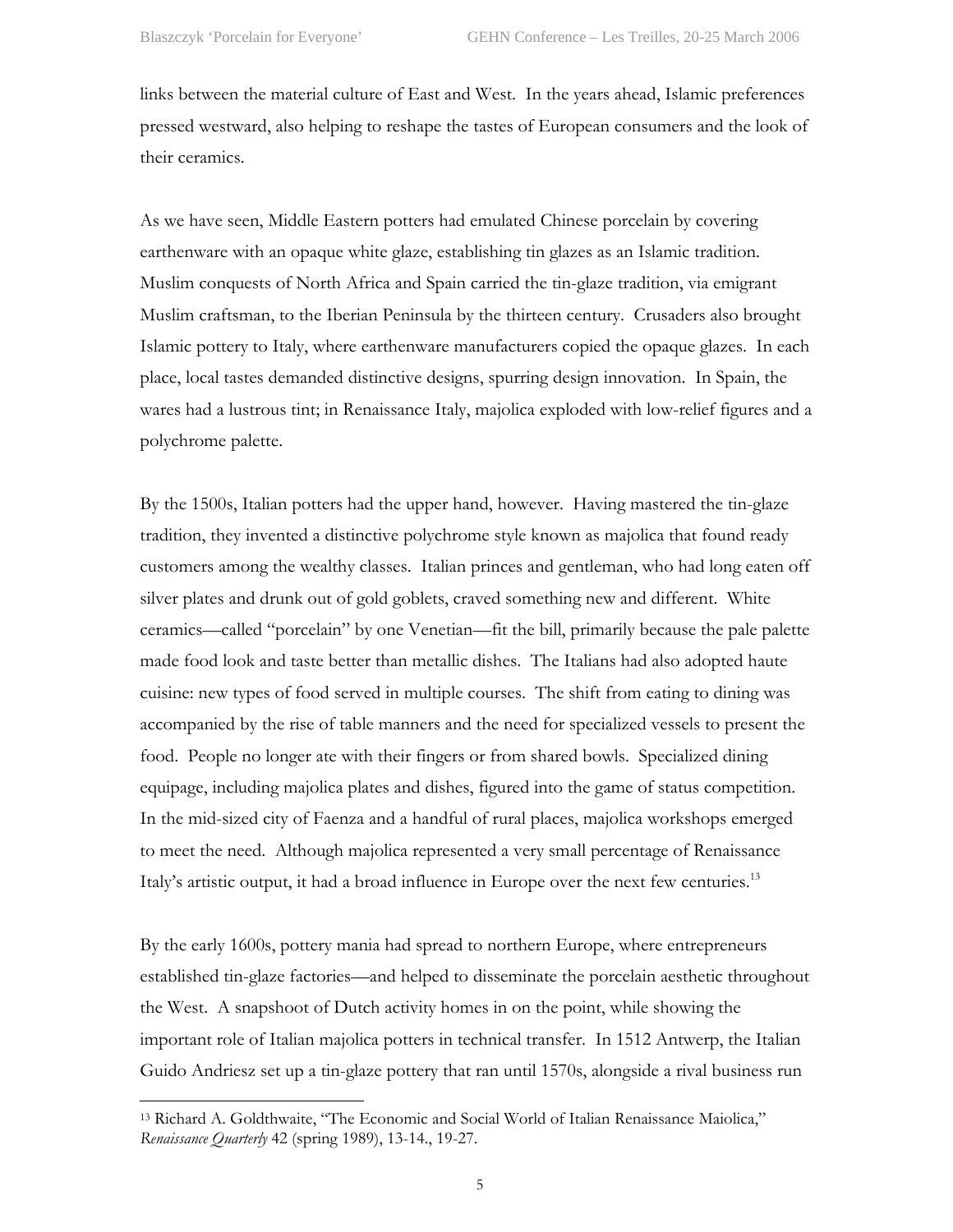links between the material culture of East and West. In the years ahead, Islamic preferences pressed westward, also helping to reshape the tastes of European consumers and the look of their ceramics.

As we have seen, Middle Eastern potters had emulated Chinese porcelain by covering earthenware with an opaque white glaze, establishing tin glazes as an Islamic tradition. Muslim conquests of North Africa and Spain carried the tin-glaze tradition, via emigrant Muslim craftsman, to the Iberian Peninsula by the thirteen century. Crusaders also brought Islamic pottery to Italy, where earthenware manufacturers copied the opaque glazes. In each place, local tastes demanded distinctive designs, spurring design innovation. In Spain, the wares had a lustrous tint; in Renaissance Italy, majolica exploded with low-relief figures and a polychrome palette.

By the 1500s, Italian potters had the upper hand, however. Having mastered the tin-glaze tradition, they invented a distinctive polychrome style known as majolica that found ready customers among the wealthy classes. Italian princes and gentleman, who had long eaten off silver plates and drunk out of gold goblets, craved something new and different. White ceramics—called "porcelain" by one Venetian—fit the bill, primarily because the pale palette made food look and taste better than metallic dishes. The Italians had also adopted haute cuisine: new types of food served in multiple courses. The shift from eating to dining was accompanied by the rise of table manners and the need for specialized vessels to present the food. People no longer ate with their fingers or from shared bowls. Specialized dining equipage, including majolica plates and dishes, figured into the game of status competition. In the mid-sized city of Faenza and a handful of rural places, majolica workshops emerged to meet the need. Although majolica represented a very small percentage of Renaissance Italy's artistic output, it had a broad influence in Europe over the next few centuries.[13]

By the early 1600s, pottery mania had spread to northern Europe, where entrepreneurs established tin-glaze factories—and helped to disseminate the porcelain aesthetic throughout the West. A snapshoot of Dutch activity homes in on the point, while showing the important role of Italian majolica potters in technical transfer. In 1512 Antwerp, the Italian Guido Andriesz set up a tin-glaze pottery that ran until 1570s, alongside a rival business run

---

[13] Richard A. Goldthwaite, "The Economic and Social World of Italian Renaissance Maiolica," *Renaissance Quarterly* 42 (spring 1989), 13-14., 19-27.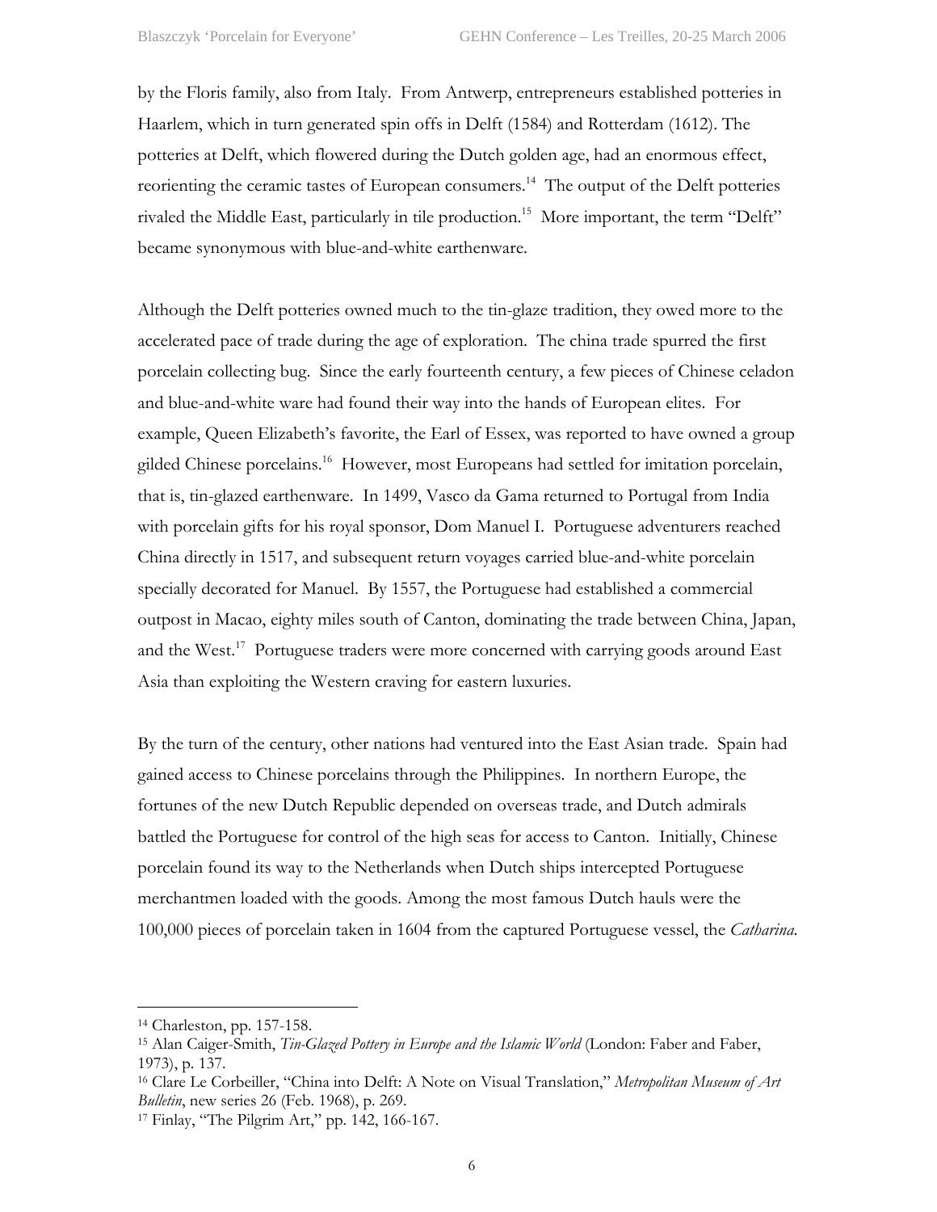by the Floris family, also from Italy. From Antwerp, entrepreneurs established potteries in Haarlem, which in turn generated spin offs in Delft (1584) and Rotterdam (1612). The potteries at Delft, which flowered during the Dutch golden age, had an enormous effect, reorienting the ceramic tastes of European consumers.[14] The output of the Delft potteries rivaled the Middle East, particularly in tile production.[15] More important, the term "Delft" became synonymous with blue-and-white earthenware.

Although the Delft potteries owned much to the tin-glaze tradition, they owed more to the accelerated pace of trade during the age of exploration. The china trade spurred the first porcelain collecting bug. Since the early fourteenth century, a few pieces of Chinese celadon and blue-and-white ware had found their way into the hands of European elites. For example, Queen Elizabeth's favorite, the Earl of Essex, was reported to have owned a group gilded Chinese porcelains.[16] However, most Europeans had settled for imitation porcelain, that is, tin-glazed earthenware. In 1499, Vasco da Gama returned to Portugal from India with porcelain gifts for his royal sponsor, Dom Manuel I. Portuguese adventurers reached China directly in 1517, and subsequent return voyages carried blue-and-white porcelain specially decorated for Manuel. By 1557, the Portuguese had established a commercial outpost in Macao, eighty miles south of Canton, dominating the trade between China, Japan, and the West.[17] Portuguese traders were more concerned with carrying goods around East Asia than exploiting the Western craving for eastern luxuries.

By the turn of the century, other nations had ventured into the East Asian trade. Spain had gained access to Chinese porcelains through the Philippines. In northern Europe, the fortunes of the new Dutch Republic depended on overseas trade, and Dutch admirals battled the Portuguese for control of the high seas for access to Canton. Initially, Chinese porcelain found its way to the Netherlands when Dutch ships intercepted Portuguese merchantmen loaded with the goods. Among the most famous Dutch hauls were the 100,000 pieces of porcelain taken in 1604 from the captured Portuguese vessel, the *Catharina*.

---

[14] Charleston, pp. 157-158.

[15] Alan Caiger-Smith, *Tin-Glazed Pottery in Europe and the Islamic World* (London: Faber and Faber, 1973), p. 137.

[16] Clare Le Corbeiller, "China into Delft: A Note on Visual Translation," *Metropolitan Museum of Art Bulletin*, new series 26 (Feb. 1968), p. 269.

[17] Finlay, "The Pilgrim Art," pp. 142, 166-167.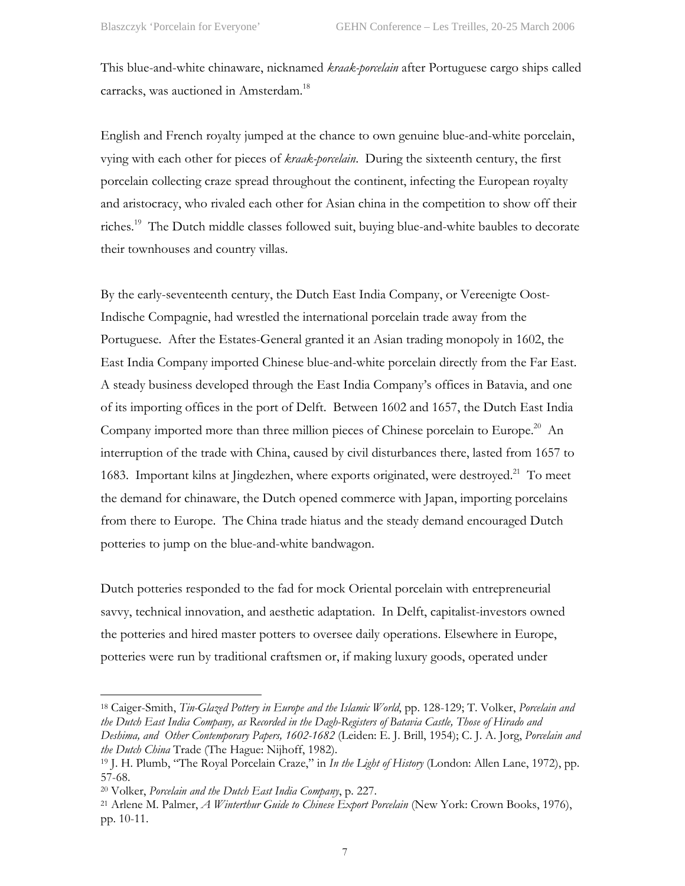This blue-and-white chinaware, nicknamed *kraak-porcelain* after Portuguese cargo ships called carracks, was auctioned in Amsterdam.[18]

English and French royalty jumped at the chance to own genuine blue-and-white porcelain, vying with each other for pieces of *kraak-porcelain*. During the sixteenth century, the first porcelain collecting craze spread throughout the continent, infecting the European royalty and aristocracy, who rivaled each other for Asian china in the competition to show off their riches.[19] The Dutch middle classes followed suit, buying blue-and-white baubles to decorate their townhouses and country villas.

By the early-seventeenth century, the Dutch East India Company, or Vereenigte Oost-Indische Compagnie, had wrestled the international porcelain trade away from the Portuguese. After the Estates-General granted it an Asian trading monopoly in 1602, the East India Company imported Chinese blue-and-white porcelain directly from the Far East. A steady business developed through the East India Company's offices in Batavia, and one of its importing offices in the port of Delft. Between 1602 and 1657, the Dutch East India Company imported more than three million pieces of Chinese porcelain to Europe.[20] An interruption of the trade with China, caused by civil disturbances there, lasted from 1657 to 1683. Important kilns at Jingdezhen, where exports originated, were destroyed.[21] To meet the demand for chinaware, the Dutch opened commerce with Japan, importing porcelains from there to Europe. The China trade hiatus and the steady demand encouraged Dutch potteries to jump on the blue-and-white bandwagon.

Dutch potteries responded to the fad for mock Oriental porcelain with entrepreneurial savvy, technical innovation, and aesthetic adaptation. In Delft, capitalist-investors owned the potteries and hired master potters to oversee daily operations. Elsewhere in Europe, potteries were run by traditional craftsmen or, if making luxury goods, operated under

---

[18] Caiger-Smith, *Tin-Glazed Pottery in Europe and the Islamic World*, pp. 128-129; T. Volker, *Porcelain and the Dutch East India Company, as Recorded in the Dagh-Registers of Batavia Castle, Those of Hirado and Deshima, and Other Contemporary Papers, 1602-1682* (Leiden: E. J. Brill, 1954); C. J. A. Jorg, *Porcelain and the Dutch China* Trade (The Hague: Nijhoff, 1982).

[19] J. H. Plumb, "The Royal Porcelain Craze," in *In the Light of History* (London: Allen Lane, 1972), pp. 57-68.

[20] Volker, *Porcelain and the Dutch East India Company*, p. 227.

[21] Arlene M. Palmer, *A Winterthur Guide to Chinese Export Porcelain* (New York: Crown Books, 1976), pp. 10-11.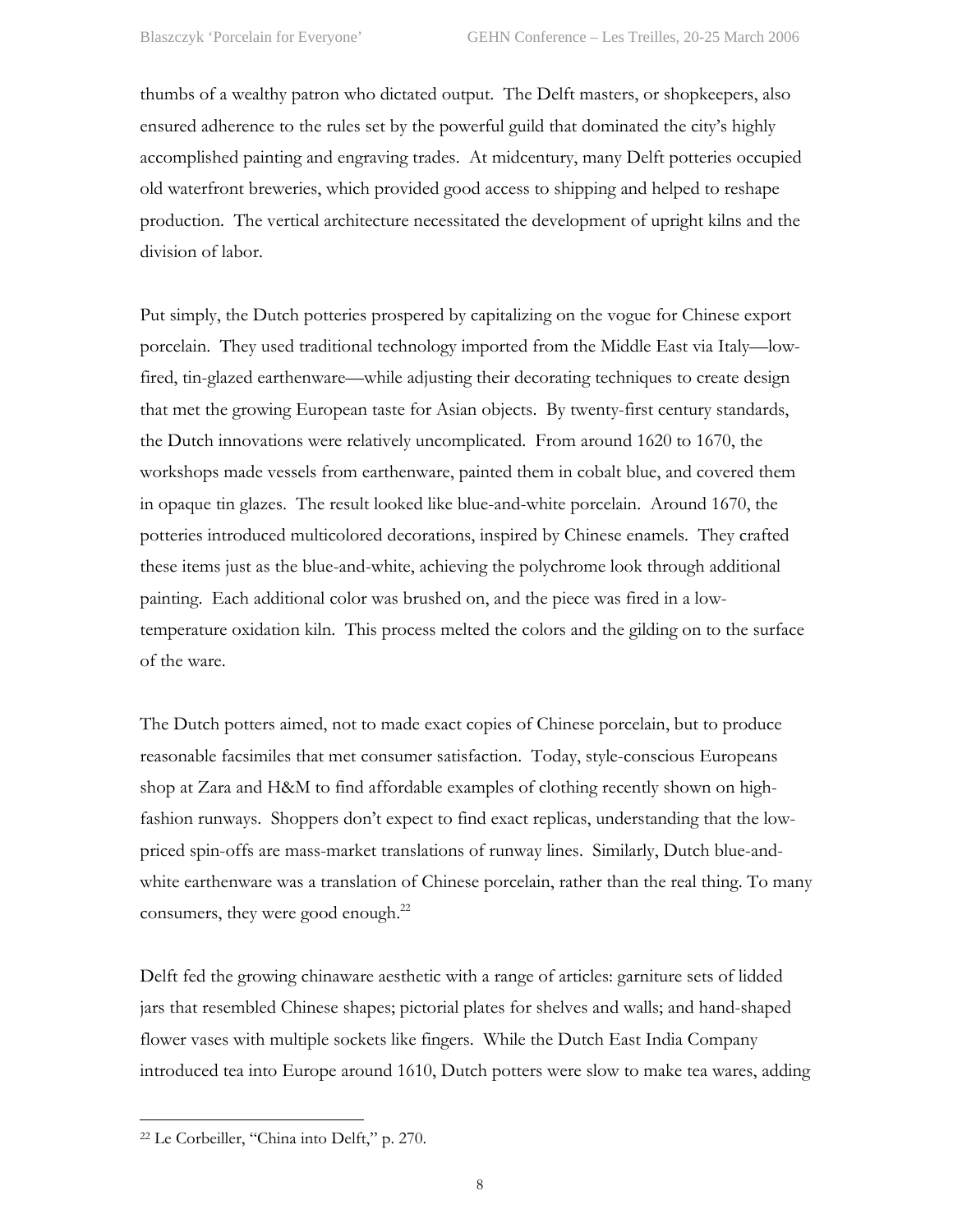thumbs of a wealthy patron who dictated output. The Delft masters, or shopkeepers, also ensured adherence to the rules set by the powerful guild that dominated the city's highly accomplished painting and engraving trades. At midcentury, many Delft potteries occupied old waterfront breweries, which provided good access to shipping and helped to reshape production. The vertical architecture necessitated the development of upright kilns and the division of labor.

Put simply, the Dutch potteries prospered by capitalizing on the vogue for Chinese export porcelain. They used traditional technology imported from the Middle East via Italy—low-fired, tin-glazed earthenware—while adjusting their decorating techniques to create design that met the growing European taste for Asian objects. By twenty-first century standards, the Dutch innovations were relatively uncomplicated. From around 1620 to 1670, the workshops made vessels from earthenware, painted them in cobalt blue, and covered them in opaque tin glazes. The result looked like blue-and-white porcelain. Around 1670, the potteries introduced multicolored decorations, inspired by Chinese enamels. They crafted these items just as the blue-and-white, achieving the polychrome look through additional painting. Each additional color was brushed on, and the piece was fired in a low-temperature oxidation kiln. This process melted the colors and the gilding on to the surface of the ware.

The Dutch potters aimed, not to made exact copies of Chinese porcelain, but to produce reasonable facsimiles that met consumer satisfaction. Today, style-conscious Europeans shop at Zara and H&M to find affordable examples of clothing recently shown on high-fashion runways. Shoppers don't expect to find exact replicas, understanding that the low-priced spin-offs are mass-market translations of runway lines. Similarly, Dutch blue-and-white earthenware was a translation of Chinese porcelain, rather than the real thing. To many consumers, they were good enough.[22]

Delft fed the growing chinaware aesthetic with a range of articles: garniture sets of lidded jars that resembled Chinese shapes; pictorial plates for shelves and walls; and hand-shaped flower vases with multiple sockets like fingers. While the Dutch East India Company introduced tea into Europe around 1610, Dutch potters were slow to make tea wares, adding

---

[22] Le Corbeiller, "China into Delft," p. 270.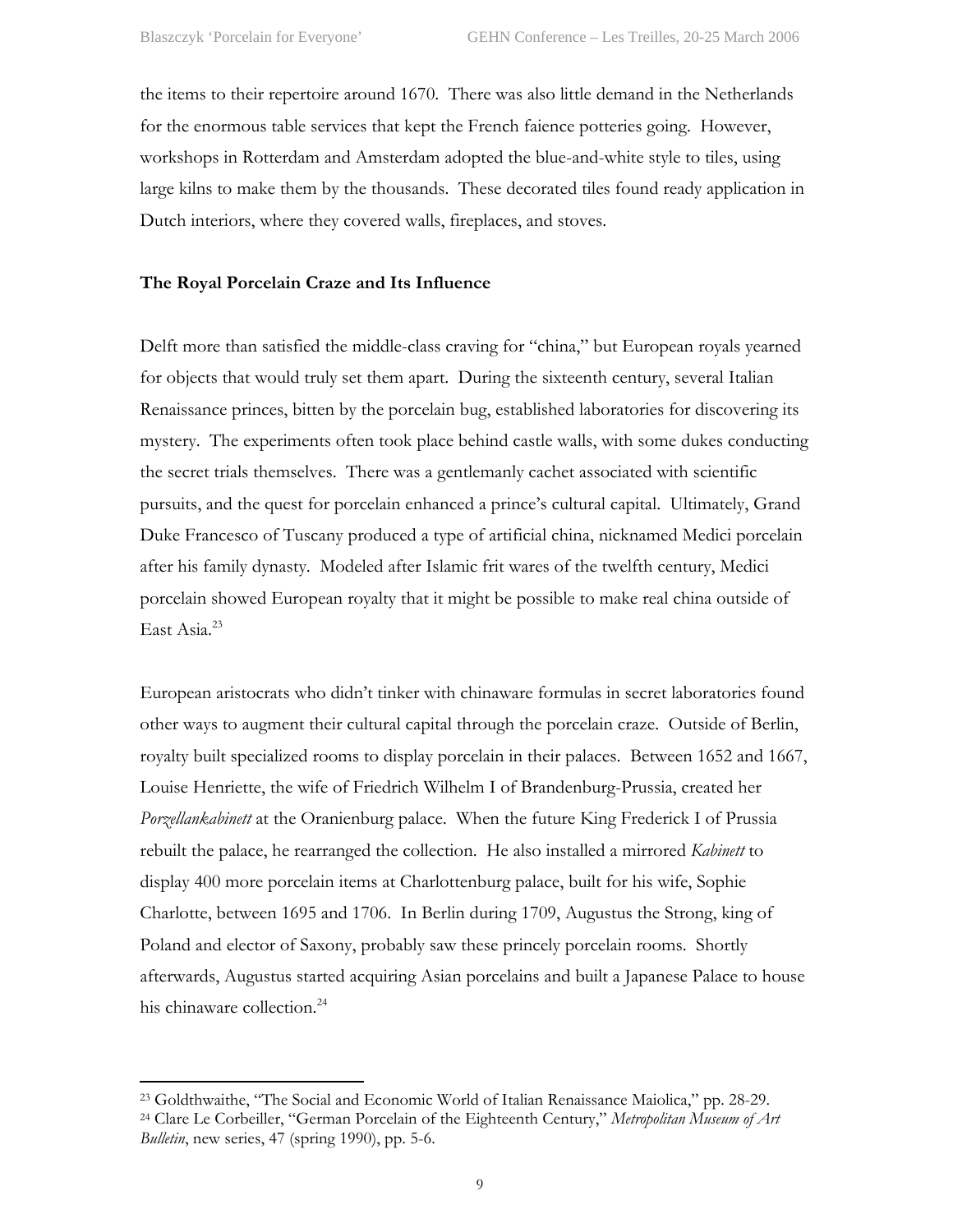the items to their repertoire around 1670. There was also little demand in the Netherlands for the enormous table services that kept the French faience potteries going. However, workshops in Rotterdam and Amsterdam adopted the blue-and-white style to tiles, using large kilns to make them by the thousands. These decorated tiles found ready application in Dutch interiors, where they covered walls, fireplaces, and stoves.

**The Royal Porcelain Craze and Its Influence**

Delft more than satisfied the middle-class craving for "china," but European royals yearned for objects that would truly set them apart. During the sixteenth century, several Italian Renaissance princes, bitten by the porcelain bug, established laboratories for discovering its mystery. The experiments often took place behind castle walls, with some dukes conducting the secret trials themselves. There was a gentlemanly cachet associated with scientific pursuits, and the quest for porcelain enhanced a prince's cultural capital. Ultimately, Grand Duke Francesco of Tuscany produced a type of artificial china, nicknamed Medici porcelain after his family dynasty. Modeled after Islamic frit wares of the twelfth century, Medici porcelain showed European royalty that it might be possible to make real china outside of East Asia.[23]

European aristocrats who didn't tinker with chinaware formulas in secret laboratories found other ways to augment their cultural capital through the porcelain craze. Outside of Berlin, royalty built specialized rooms to display porcelain in their palaces. Between 1652 and 1667, Louise Henriette, the wife of Friedrich Wilhelm I of Brandenburg-Prussia, created her *Porzellankabinett* at the Oranienburg palace. When the future King Frederick I of Prussia rebuilt the palace, he rearranged the collection. He also installed a mirrored *Kabinett* to display 400 more porcelain items at Charlottenburg palace, built for his wife, Sophie Charlotte, between 1695 and 1706. In Berlin during 1709, Augustus the Strong, king of Poland and elector of Saxony, probably saw these princely porcelain rooms. Shortly afterwards, Augustus started acquiring Asian porcelains and built a Japanese Palace to house his chinaware collection.[24]

---

[23] Goldthwaithe, "The Social and Economic World of Italian Renaissance Maiolica," pp. 28-29.

[24] Clare Le Corbeiller, "German Porcelain of the Eighteenth Century," *Metropolitan Museum of Art Bulletin*, new series, 47 (spring 1990), pp. 5-6.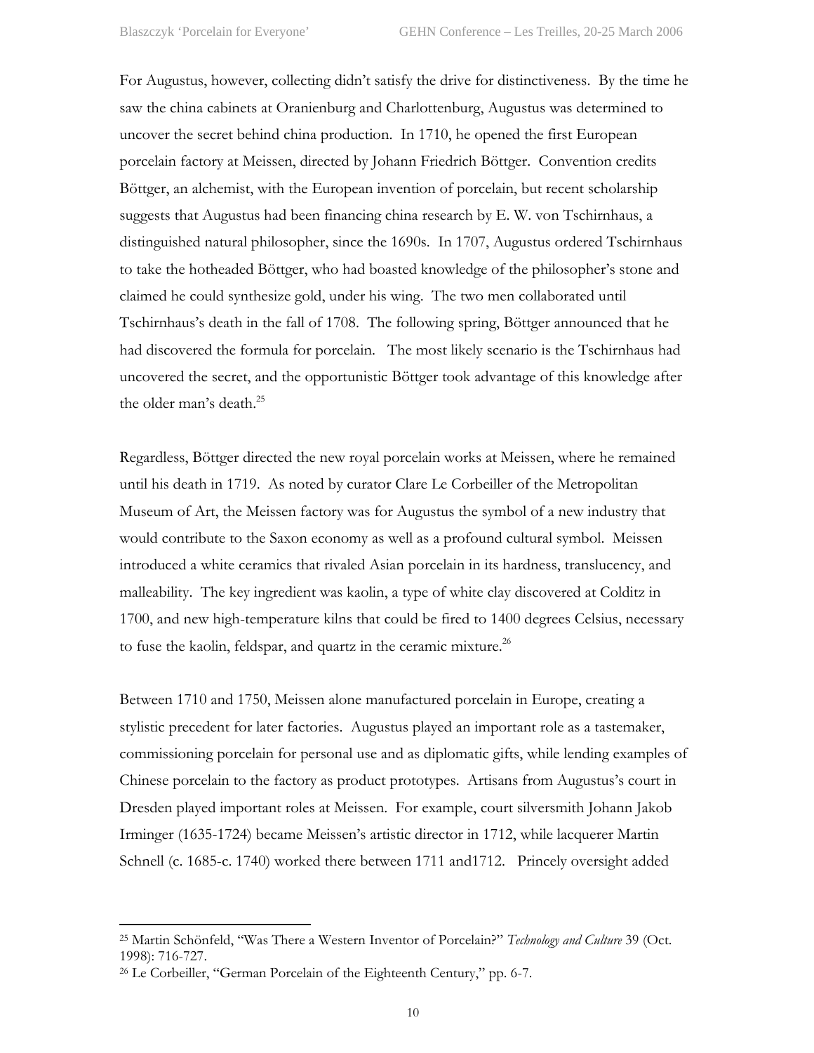For Augustus, however, collecting didn't satisfy the drive for distinctiveness. By the time he saw the china cabinets at Oranienburg and Charlottenburg, Augustus was determined to uncover the secret behind china production. In 1710, he opened the first European porcelain factory at Meissen, directed by Johann Friedrich Böttger. Convention credits Böttger, an alchemist, with the European invention of porcelain, but recent scholarship suggests that Augustus had been financing china research by E. W. von Tschirnhaus, a distinguished natural philosopher, since the 1690s. In 1707, Augustus ordered Tschirnhaus to take the hotheaded Böttger, who had boasted knowledge of the philosopher's stone and claimed he could synthesize gold, under his wing. The two men collaborated until Tschirnhaus's death in the fall of 1708. The following spring, Böttger announced that he had discovered the formula for porcelain. The most likely scenario is the Tschirnhaus had uncovered the secret, and the opportunistic Böttger took advantage of this knowledge after the older man's death.[25]

Regardless, Böttger directed the new royal porcelain works at Meissen, where he remained until his death in 1719. As noted by curator Clare Le Corbeiller of the Metropolitan Museum of Art, the Meissen factory was for Augustus the symbol of a new industry that would contribute to the Saxon economy as well as a profound cultural symbol. Meissen introduced a white ceramics that rivaled Asian porcelain in its hardness, translucency, and malleability. The key ingredient was kaolin, a type of white clay discovered at Colditz in 1700, and new high-temperature kilns that could be fired to 1400 degrees Celsius, necessary to fuse the kaolin, feldspar, and quartz in the ceramic mixture.[26]

Between 1710 and 1750, Meissen alone manufactured porcelain in Europe, creating a stylistic precedent for later factories. Augustus played an important role as a tastemaker, commissioning porcelain for personal use and as diplomatic gifts, while lending examples of Chinese porcelain to the factory as product prototypes. Artisans from Augustus's court in Dresden played important roles at Meissen. For example, court silversmith Johann Jakob Irminger (1635-1724) became Meissen's artistic director in 1712, while lacquerer Martin Schnell (c. 1685-c. 1740) worked there between 1711 and1712. Princely oversight added

---

[25] Martin Schönfeld, "Was There a Western Inventor of Porcelain?" *Technology and Culture* 39 (Oct. 1998): 716-727.

[26] Le Corbeiller, "German Porcelain of the Eighteenth Century," pp. 6-7.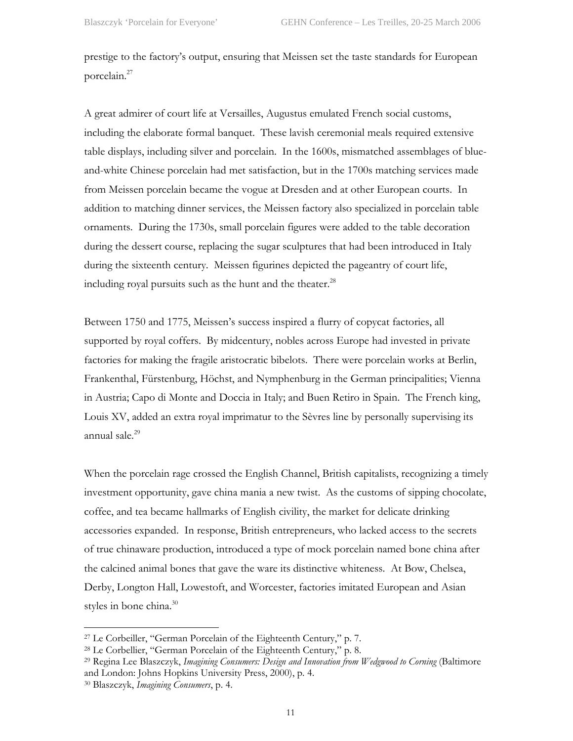prestige to the factory's output, ensuring that Meissen set the taste standards for European porcelain.[27]

A great admirer of court life at Versailles, Augustus emulated French social customs, including the elaborate formal banquet. These lavish ceremonial meals required extensive table displays, including silver and porcelain. In the 1600s, mismatched assemblages of blue-and-white Chinese porcelain had met satisfaction, but in the 1700s matching services made from Meissen porcelain became the vogue at Dresden and at other European courts. In addition to matching dinner services, the Meissen factory also specialized in porcelain table ornaments. During the 1730s, small porcelain figures were added to the table decoration during the dessert course, replacing the sugar sculptures that had been introduced in Italy during the sixteenth century. Meissen figurines depicted the pageantry of court life, including royal pursuits such as the hunt and the theater.[28]

Between 1750 and 1775, Meissen's success inspired a flurry of copycat factories, all supported by royal coffers. By midcentury, nobles across Europe had invested in private factories for making the fragile aristocratic bibelots. There were porcelain works at Berlin, Frankenthal, Fürstenburg, Höchst, and Nymphenburg in the German principalities; Vienna in Austria; Capo di Monte and Doccia in Italy; and Buen Retiro in Spain. The French king, Louis XV, added an extra royal imprimatur to the Sèvres line by personally supervising its annual sale.[29]

When the porcelain rage crossed the English Channel, British capitalists, recognizing a timely investment opportunity, gave china mania a new twist. As the customs of sipping chocolate, coffee, and tea became hallmarks of English civility, the market for delicate drinking accessories expanded. In response, British entrepreneurs, who lacked access to the secrets of true chinaware production, introduced a type of mock porcelain named bone china after the calcined animal bones that gave the ware its distinctive whiteness. At Bow, Chelsea, Derby, Longton Hall, Lowestoft, and Worcester, factories imitated European and Asian styles in bone china.[30]

---

[27] Le Corbeiller, "German Porcelain of the Eighteenth Century," p. 7.

[28] Le Corbellier, "German Porcelain of the Eighteenth Century," p. 8.

[29] Regina Lee Blaszczyk, *Imagining Consumers: Design and Innovation from Wedgwood to Corning* (Baltimore and London: Johns Hopkins University Press, 2000), p. 4.

[30] Blaszczyk, *Imagining Consumers*, p. 4.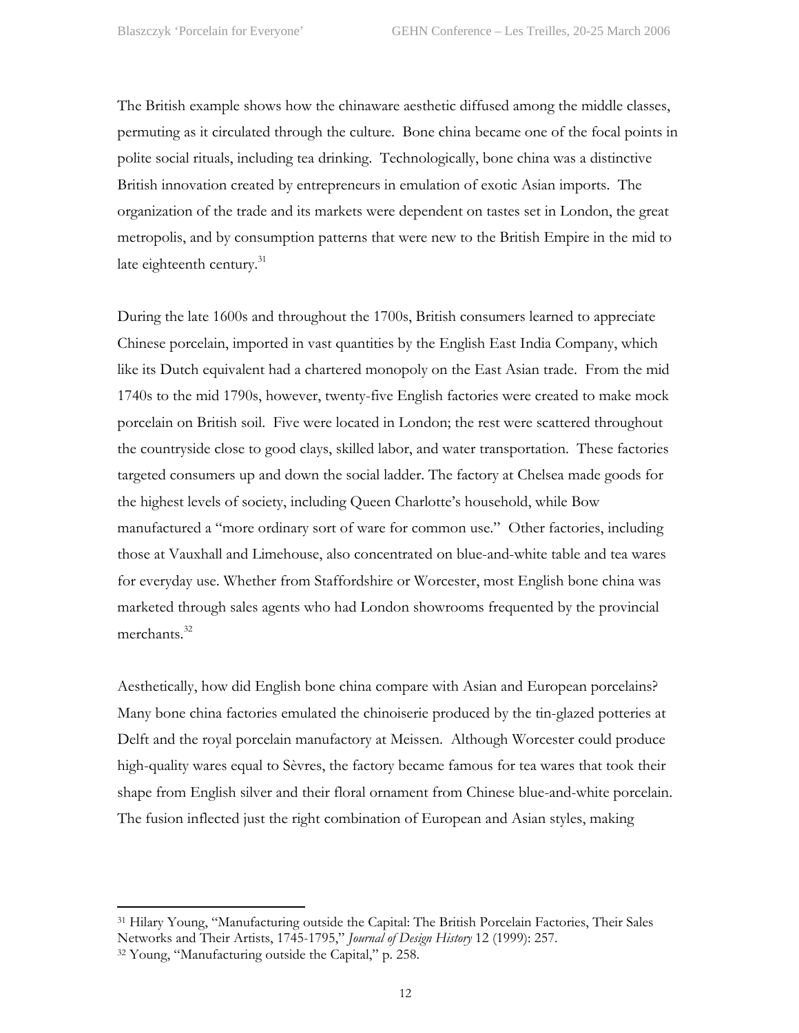The British example shows how the chinaware aesthetic diffused among the middle classes, permuting as it circulated through the culture. Bone china became one of the focal points in polite social rituals, including tea drinking. Technologically, bone china was a distinctive British innovation created by entrepreneurs in emulation of exotic Asian imports. The organization of the trade and its markets were dependent on tastes set in London, the great metropolis, and by consumption patterns that were new to the British Empire in the mid to late eighteenth century.[31]

During the late 1600s and throughout the 1700s, British consumers learned to appreciate Chinese porcelain, imported in vast quantities by the English East India Company, which like its Dutch equivalent had a chartered monopoly on the East Asian trade. From the mid 1740s to the mid 1790s, however, twenty-five English factories were created to make mock porcelain on British soil. Five were located in London; the rest were scattered throughout the countryside close to good clays, skilled labor, and water transportation. These factories targeted consumers up and down the social ladder. The factory at Chelsea made goods for the highest levels of society, including Queen Charlotte's household, while Bow manufactured a "more ordinary sort of ware for common use." Other factories, including those at Vauxhall and Limehouse, also concentrated on blue-and-white table and tea wares for everyday use. Whether from Staffordshire or Worcester, most English bone china was marketed through sales agents who had London showrooms frequented by the provincial merchants.[32]

Aesthetically, how did English bone china compare with Asian and European porcelains? Many bone china factories emulated the chinoiserie produced by the tin-glazed potteries at Delft and the royal porcelain manufactory at Meissen. Although Worcester could produce high-quality wares equal to Sèvres, the factory became famous for tea wares that took their shape from English silver and their floral ornament from Chinese blue-and-white porcelain. The fusion inflected just the right combination of European and Asian styles, making

---

[31] Hilary Young, "Manufacturing outside the Capital: The British Porcelain Factories, Their Sales Networks and Their Artists, 1745-1795," *Journal of Design History* 12 (1999): 257.

[32] Young, "Manufacturing outside the Capital," p. 258.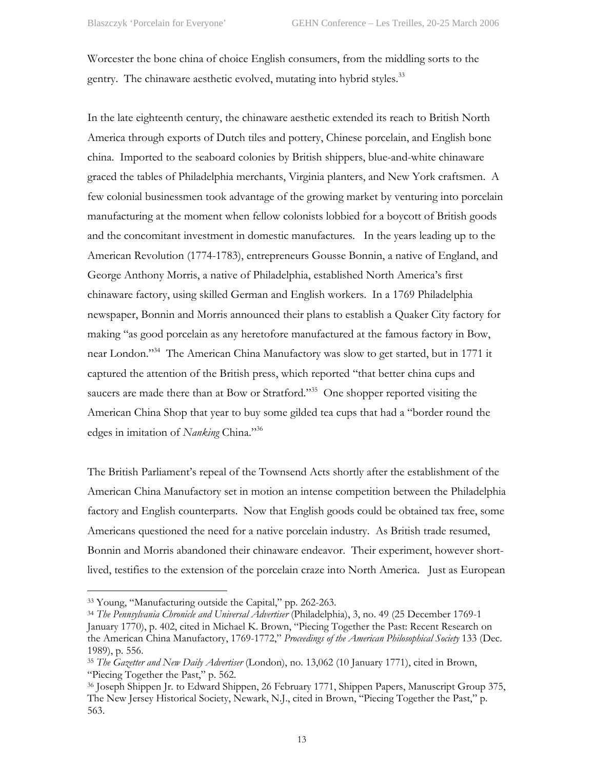Worcester the bone china of choice English consumers, from the middling sorts to the gentry. The chinaware aesthetic evolved, mutating into hybrid styles.[33]

In the late eighteenth century, the chinaware aesthetic extended its reach to British North America through exports of Dutch tiles and pottery, Chinese porcelain, and English bone china. Imported to the seaboard colonies by British shippers, blue-and-white chinaware graced the tables of Philadelphia merchants, Virginia planters, and New York craftsmen. A few colonial businessmen took advantage of the growing market by venturing into porcelain manufacturing at the moment when fellow colonists lobbied for a boycott of British goods and the concomitant investment in domestic manufactures. In the years leading up to the American Revolution (1774-1783), entrepreneurs Gousse Bonnin, a native of England, and George Anthony Morris, a native of Philadelphia, established North America's first chinaware factory, using skilled German and English workers. In a 1769 Philadelphia newspaper, Bonnin and Morris announced their plans to establish a Quaker City factory for making "as good porcelain as any heretofore manufactured at the famous factory in Bow, near London."[34] The American China Manufactory was slow to get started, but in 1771 it captured the attention of the British press, which reported "that better china cups and saucers are made there than at Bow or Stratford."[35] One shopper reported visiting the American China Shop that year to buy some gilded tea cups that had a "border round the edges in imitation of *Nanking* China."[36]

The British Parliament's repeal of the Townsend Acts shortly after the establishment of the American China Manufactory set in motion an intense competition between the Philadelphia factory and English counterparts. Now that English goods could be obtained tax free, some Americans questioned the need for a native porcelain industry. As British trade resumed, Bonnin and Morris abandoned their chinaware endeavor. Their experiment, however short-lived, testifies to the extension of the porcelain craze into North America. Just as European

---

[33] Young, "Manufacturing outside the Capital," pp. 262-263.

[34] *The Pennsylvania Chronicle and Universal Advertiser* (Philadelphia), 3, no. 49 (25 December 1769-1 January 1770), p. 402, cited in Michael K. Brown, "Piecing Together the Past: Recent Research on the American China Manufactory, 1769-1772," *Proceedings of the American Philosophical Society* 133 (Dec. 1989), p. 556.

[35] *The Gazetter and New Daily Advertiser* (London), no. 13,062 (10 January 1771), cited in Brown, "Piecing Together the Past," p. 562.

[36] Joseph Shippen Jr. to Edward Shippen, 26 February 1771, Shippen Papers, Manuscript Group 375, The New Jersey Historical Society, Newark, N.J., cited in Brown, "Piecing Together the Past," p. 563.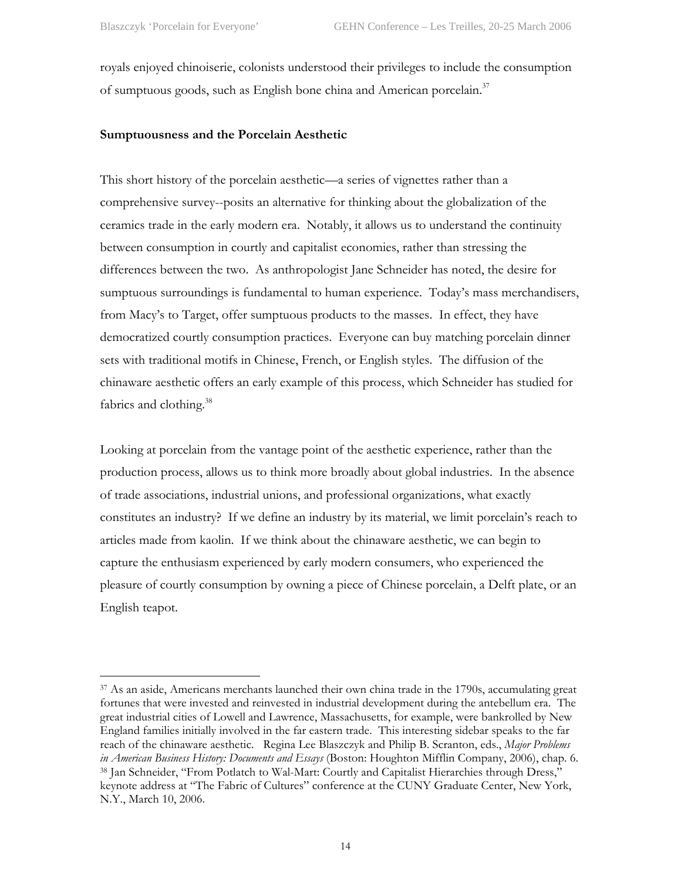royals enjoyed chinoiserie, colonists understood their privileges to include the consumption of sumptuous goods, such as English bone china and American porcelain.[37]

**Sumptuousness and the Porcelain Aesthetic**

This short history of the porcelain aesthetic—a series of vignettes rather than a comprehensive survey--posits an alternative for thinking about the globalization of the ceramics trade in the early modern era. Notably, it allows us to understand the continuity between consumption in courtly and capitalist economies, rather than stressing the differences between the two. As anthropologist Jane Schneider has noted, the desire for sumptuous surroundings is fundamental to human experience. Today's mass merchandisers, from Macy's to Target, offer sumptuous products to the masses. In effect, they have democratized courtly consumption practices. Everyone can buy matching porcelain dinner sets with traditional motifs in Chinese, French, or English styles. The diffusion of the chinaware aesthetic offers an early example of this process, which Schneider has studied for fabrics and clothing.[38]

Looking at porcelain from the vantage point of the aesthetic experience, rather than the production process, allows us to think more broadly about global industries. In the absence of trade associations, industrial unions, and professional organizations, what exactly constitutes an industry? If we define an industry by its material, we limit porcelain's reach to articles made from kaolin. If we think about the chinaware aesthetic, we can begin to capture the enthusiasm experienced by early modern consumers, who experienced the pleasure of courtly consumption by owning a piece of Chinese porcelain, a Delft plate, or an English teapot.

---

[37] As an aside, Americans merchants launched their own china trade in the 1790s, accumulating great fortunes that were invested and reinvested in industrial development during the antebellum era. The great industrial cities of Lowell and Lawrence, Massachusetts, for example, were bankrolled by New England families initially involved in the far eastern trade. This interesting sidebar speaks to the far reach of the chinaware aesthetic. Regina Lee Blaszczyk and Philip B. Scranton, eds., *Major Problems in American Business History: Documents and Essays* (Boston: Houghton Mifflin Company, 2006), chap. 6.

[38] Jan Schneider, "From Potlatch to Wal-Mart: Courtly and Capitalist Hierarchies through Dress," keynote address at "The Fabric of Cultures" conference at the CUNY Graduate Center, New York, N.Y., March 10, 2006.